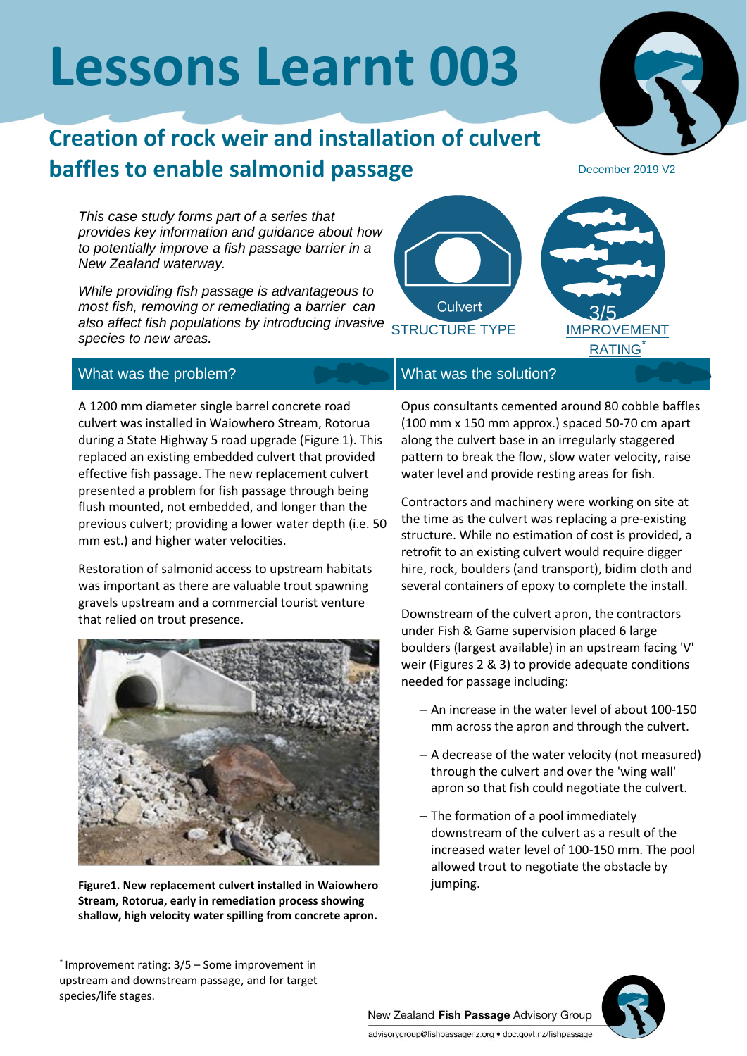# Lessons Learnt 003

## Creation of rock weir and installation of culvert baffles to enable salmonid passage

December 2019 V2

*This case study forms part of a series that provides key information and guidance about how to potentially improve a fish passage barrier in a New Zealand waterway.*

*While providing fish passage is advantageous to most fish, removing or remediating a barrier can also affect fish populations by introducing invasive species to new areas.*

Culvert
STRUCTURE TYPE

3/5
IMPROVEMENT RATING*

### What was the problem?

A 1200 mm diameter single barrel concrete road culvert was installed in Waiowhero Stream, Rotorua during a State Highway 5 road upgrade (Figure 1). This replaced an existing embedded culvert that provided effective fish passage. The new replacement culvert presented a problem for fish passage through being flush mounted, not embedded, and longer than the previous culvert; providing a lower water depth (i.e. 50 mm est.) and higher water velocities.

Restoration of salmonid access to upstream habitats was important as there are valuable trout spawning gravels upstream and a commercial tourist venture that relied on trout presence.

**Figure1. New replacement culvert installed in Waiowhero Stream, Rotorua, early in remediation process showing shallow, high velocity water spilling from concrete apron.**

### What was the solution?

Opus consultants cemented around 80 cobble baffles (100 mm x 150 mm approx.) spaced 50-70 cm apart along the culvert base in an irregularly staggered pattern to break the flow, slow water velocity, raise water level and provide resting areas for fish.

Contractors and machinery were working on site at the time as the culvert was replacing a pre-existing structure. While no estimation of cost is provided, a retrofit to an existing culvert would require digger hire, rock, boulders (and transport), bidim cloth and several containers of epoxy to complete the install.

Downstream of the culvert apron, the contractors under Fish & Game supervision placed 6 large boulders (largest available) in an upstream facing 'V' weir (Figures 2 & 3) to provide adequate conditions needed for passage including:

- An increase in the water level of about 100-150 mm across the apron and through the culvert.
- A decrease of the water velocity (not measured) through the culvert and over the 'wing wall' apron so that fish could negotiate the culvert.
- The formation of a pool immediately downstream of the culvert as a result of the increased water level of 100-150 mm. The pool allowed trout to negotiate the obstacle by jumping.

* Improvement rating: 3/5 – Some improvement in upstream and downstream passage, and for target species/life stages.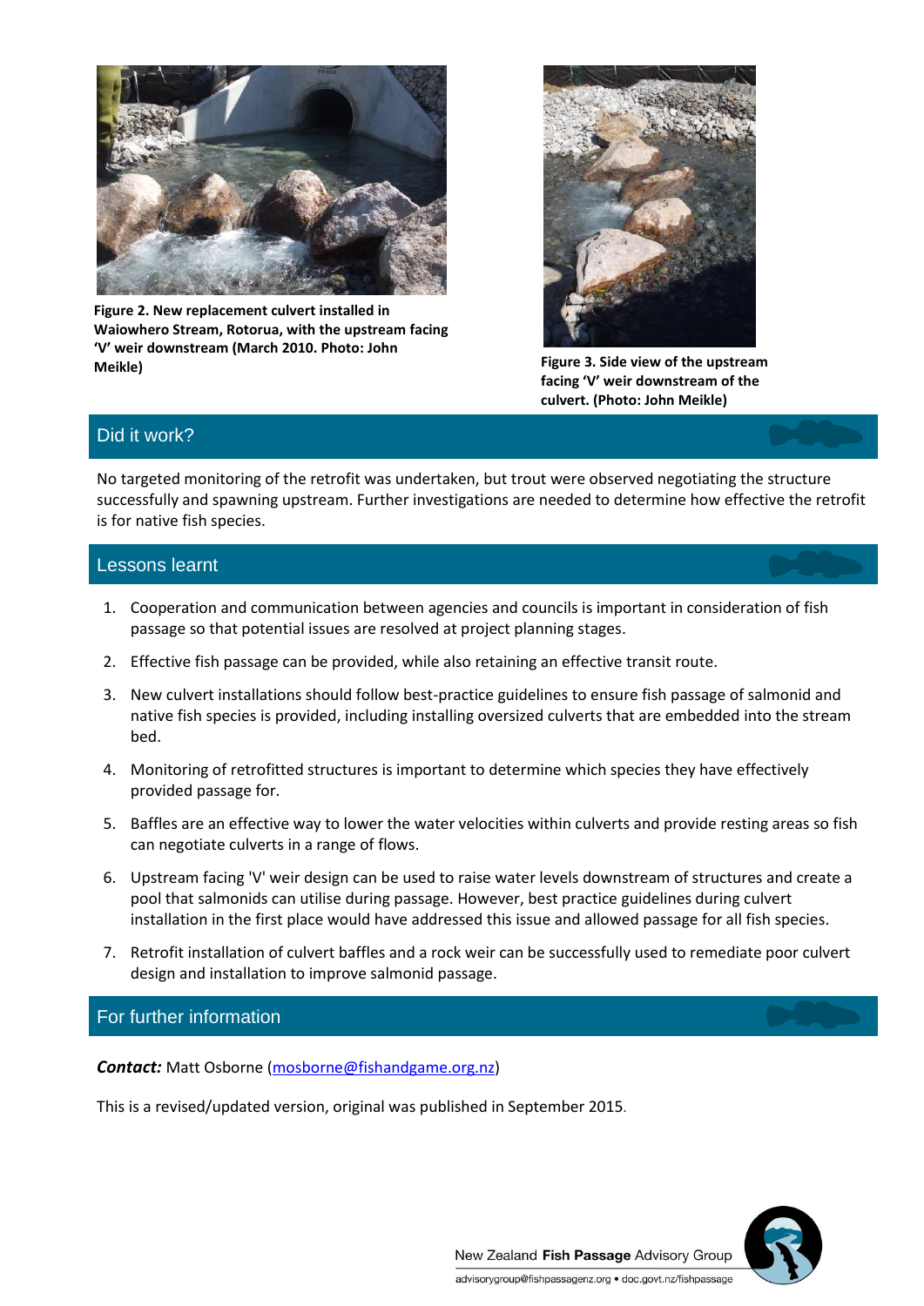Figure 2. New replacement culvert installed in Waiowhero Stream, Rotorua, with the upstream facing 'V' weir downstream (March 2010. Photo: John Meikle)

Figure 3. Side view of the upstream facing 'V' weir downstream of the culvert. (Photo: John Meikle)

## Did it work?

No targeted monitoring of the retrofit was undertaken, but trout were observed negotiating the structure successfully and spawning upstream. Further investigations are needed to determine how effective the retrofit is for native fish species.

## Lessons learnt

1. Cooperation and communication between agencies and councils is important in consideration of fish passage so that potential issues are resolved at project planning stages.
2. Effective fish passage can be provided, while also retaining an effective transit route.
3. New culvert installations should follow best-practice guidelines to ensure fish passage of salmonid and native fish species is provided, including installing oversized culverts that are embedded into the stream bed.
4. Monitoring of retrofitted structures is important to determine which species they have effectively provided passage for.
5. Baffles are an effective way to lower the water velocities within culverts and provide resting areas so fish can negotiate culverts in a range of flows.
6. Upstream facing 'V' weir design can be used to raise water levels downstream of structures and create a pool that salmonids can utilise during passage. However, best practice guidelines during culvert installation in the first place would have addressed this issue and allowed passage for all fish species.
7. Retrofit installation of culvert baffles and a rock weir can be successfully used to remediate poor culvert design and installation to improve salmonid passage.

## For further information

***Contact:*** Matt Osborne (mosborne@fishandgame.org.nz)

This is a revised/updated version, original was published in September 2015.

New Zealand **Fish Passage** Advisory Group

advisorygroup@fishpassagenz.org • doc.govt.nz/fishpassage